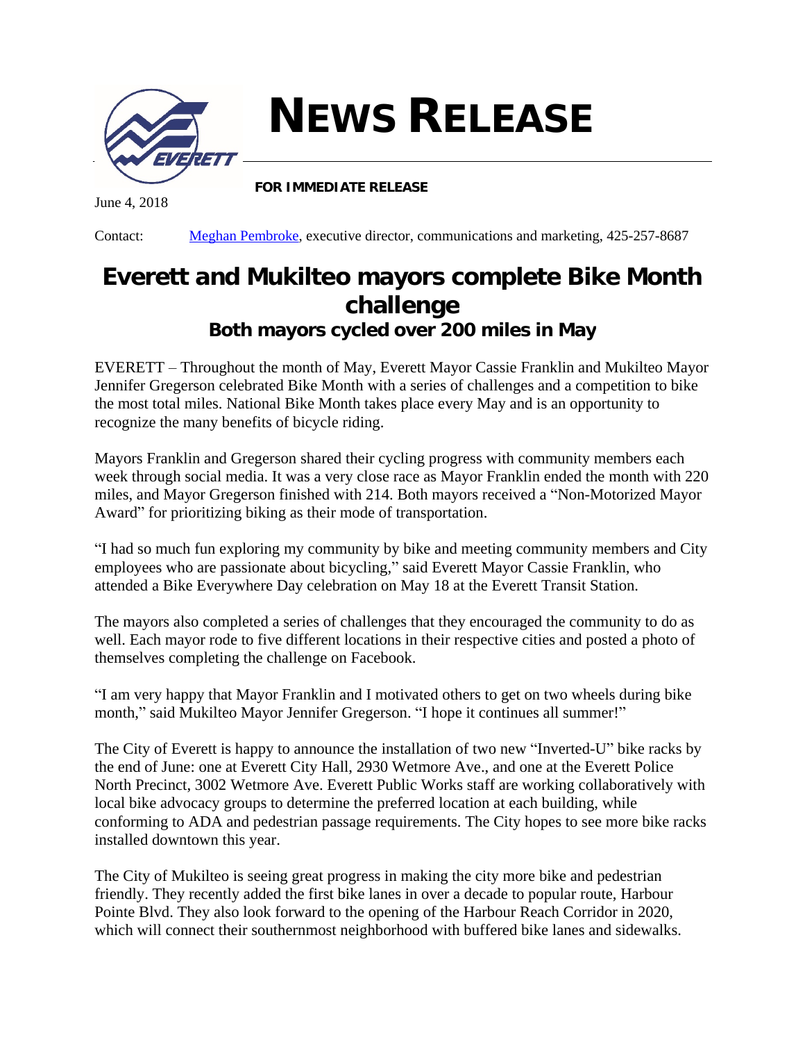# NEWS RELEASE

**FOR IMMEDIATE RELEASE**

June 4, 2018

Contact: Meghan Pembroke, executive director, communications and marketing, 425-257-8687

## Everett and Mukilteo mayors complete Bike Month challenge

### Both mayors cycled over 200 miles in May

EVERETT – Throughout the month of May, Everett Mayor Cassie Franklin and Mukilteo Mayor Jennifer Gregerson celebrated Bike Month with a series of challenges and a competition to bike the most total miles. National Bike Month takes place every May and is an opportunity to recognize the many benefits of bicycle riding.

Mayors Franklin and Gregerson shared their cycling progress with community members each week through social media. It was a very close race as Mayor Franklin ended the month with 220 miles, and Mayor Gregerson finished with 214. Both mayors received a "Non-Motorized Mayor Award" for prioritizing biking as their mode of transportation.

"I had so much fun exploring my community by bike and meeting community members and City employees who are passionate about bicycling," said Everett Mayor Cassie Franklin, who attended a Bike Everywhere Day celebration on May 18 at the Everett Transit Station.

The mayors also completed a series of challenges that they encouraged the community to do as well. Each mayor rode to five different locations in their respective cities and posted a photo of themselves completing the challenge on Facebook.

"I am very happy that Mayor Franklin and I motivated others to get on two wheels during bike month," said Mukilteo Mayor Jennifer Gregerson. "I hope it continues all summer!"

The City of Everett is happy to announce the installation of two new "Inverted-U" bike racks by the end of June: one at Everett City Hall, 2930 Wetmore Ave., and one at the Everett Police North Precinct, 3002 Wetmore Ave. Everett Public Works staff are working collaboratively with local bike advocacy groups to determine the preferred location at each building, while conforming to ADA and pedestrian passage requirements. The City hopes to see more bike racks installed downtown this year.

The City of Mukilteo is seeing great progress in making the city more bike and pedestrian friendly. They recently added the first bike lanes in over a decade to popular route, Harbour Pointe Blvd. They also look forward to the opening of the Harbour Reach Corridor in 2020, which will connect their southernmost neighborhood with buffered bike lanes and sidewalks.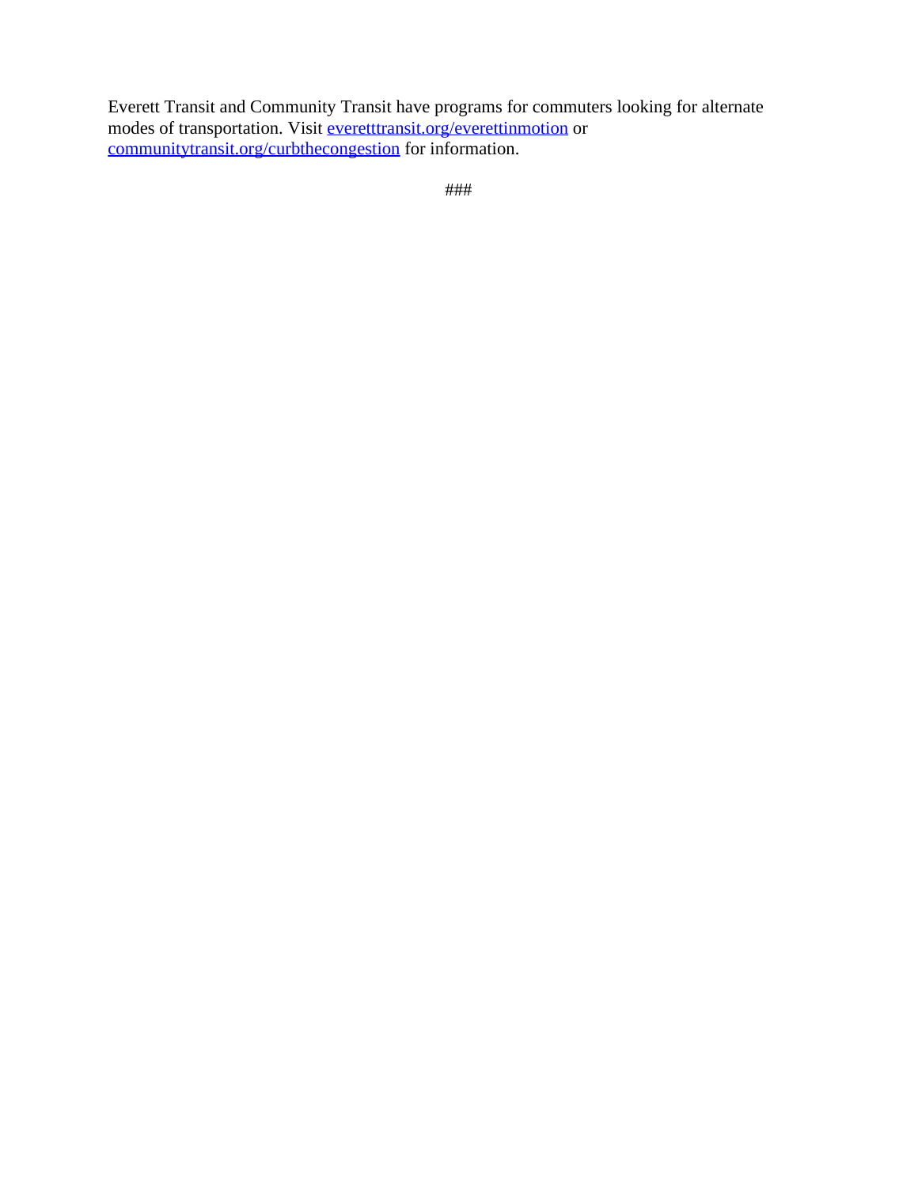Everett Transit and Community Transit have programs for commuters looking for alternate modes of transportation. Visit [everetttransit.org/everettinmotion](everetttransit.org/everettinmotion) or [communitytransit.org/curbthecongestion](communitytransit.org/curbthecongestion) for information.

###